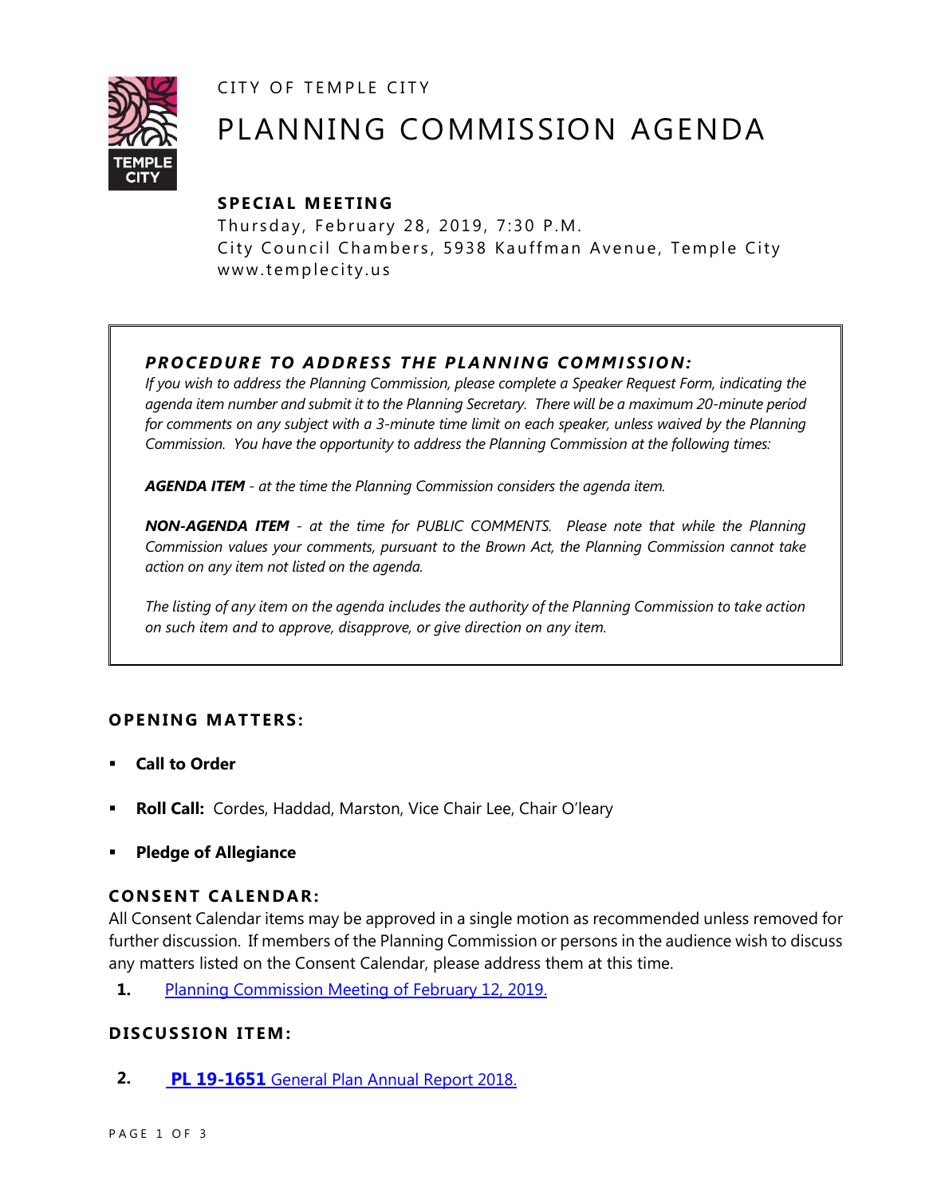CITY OF TEMPLE CITY

# PLANNING COMMISSION AGENDA

## SPECIAL MEETING

Thursday, February 28, 2019, 7:30 P.M.
City Council Chambers, 5938 Kauffman Avenue, Temple City
www.templecity.us

### *PROCEDURE TO ADDRESS THE PLANNING COMMISSION:*

*If you wish to address the Planning Commission, please complete a Speaker Request Form, indicating the agenda item number and submit it to the Planning Secretary. There will be a maximum 20-minute period for comments on any subject with a 3-minute time limit on each speaker, unless waived by the Planning Commission. You have the opportunity to address the Planning Commission at the following times:*

***AGENDA ITEM** - at the time the Planning Commission considers the agenda item.*

***NON-AGENDA ITEM** - at the time for PUBLIC COMMENTS. Please note that while the Planning Commission values your comments, pursuant to the Brown Act, the Planning Commission cannot take action on any item not listed on the agenda.*

*The listing of any item on the agenda includes the authority of the Planning Commission to take action on such item and to approve, disapprove, or give direction on any item.*

### OPENING MATTERS:

- **Call to Order**
- **Roll Call:** Cordes, Haddad, Marston, Vice Chair Lee, Chair O'leary
- **Pledge of Allegiance**

### CONSENT CALENDAR:

All Consent Calendar items may be approved in a single motion as recommended unless removed for further discussion. If members of the Planning Commission or persons in the audience wish to discuss any matters listed on the Consent Calendar, please address them at this time.

1. Planning Commission Meeting of February 12, 2019.

### DISCUSSION ITEM:

2. **PL 19-1651** General Plan Annual Report 2018.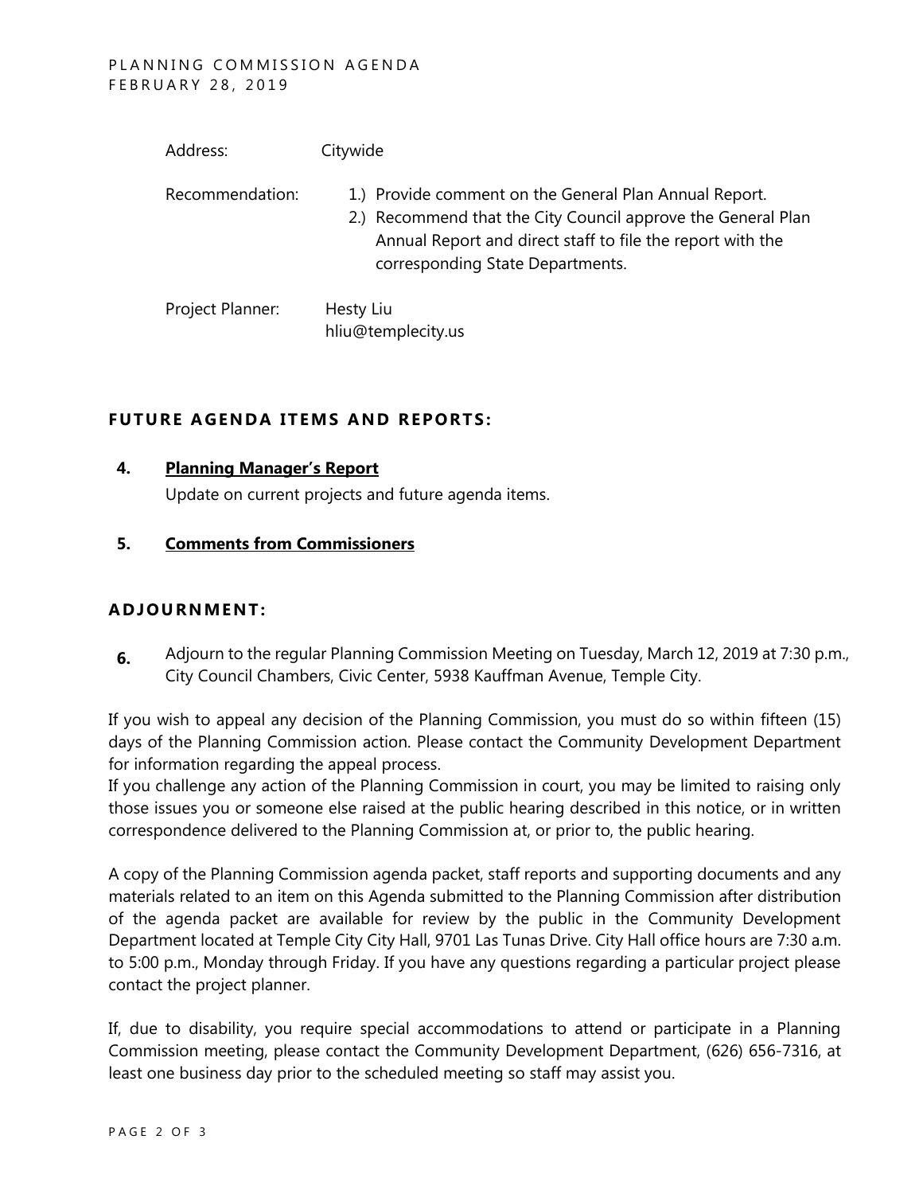Address: Citywide

Recommendation:

1.) Provide comment on the General Plan Annual Report.
2.) Recommend that the City Council approve the General Plan Annual Report and direct staff to file the report with the corresponding State Departments.

Project Planner: Hesty Liu
hliu@templecity.us

## FUTURE AGENDA ITEMS AND REPORTS:

**4. Planning Manager's Report**

Update on current projects and future agenda items.

**5. Comments from Commissioners**

## ADJOURNMENT:

**6.** Adjourn to the regular Planning Commission Meeting on Tuesday, March 12, 2019 at 7:30 p.m., City Council Chambers, Civic Center, 5938 Kauffman Avenue, Temple City.

If you wish to appeal any decision of the Planning Commission, you must do so within fifteen (15) days of the Planning Commission action. Please contact the Community Development Department for information regarding the appeal process.
If you challenge any action of the Planning Commission in court, you may be limited to raising only those issues you or someone else raised at the public hearing described in this notice, or in written correspondence delivered to the Planning Commission at, or prior to, the public hearing.

A copy of the Planning Commission agenda packet, staff reports and supporting documents and any materials related to an item on this Agenda submitted to the Planning Commission after distribution of the agenda packet are available for review by the public in the Community Development Department located at Temple City City Hall, 9701 Las Tunas Drive. City Hall office hours are 7:30 a.m. to 5:00 p.m., Monday through Friday. If you have any questions regarding a particular project please contact the project planner.

If, due to disability, you require special accommodations to attend or participate in a Planning Commission meeting, please contact the Community Development Department, (626) 656-7316, at least one business day prior to the scheduled meeting so staff may assist you.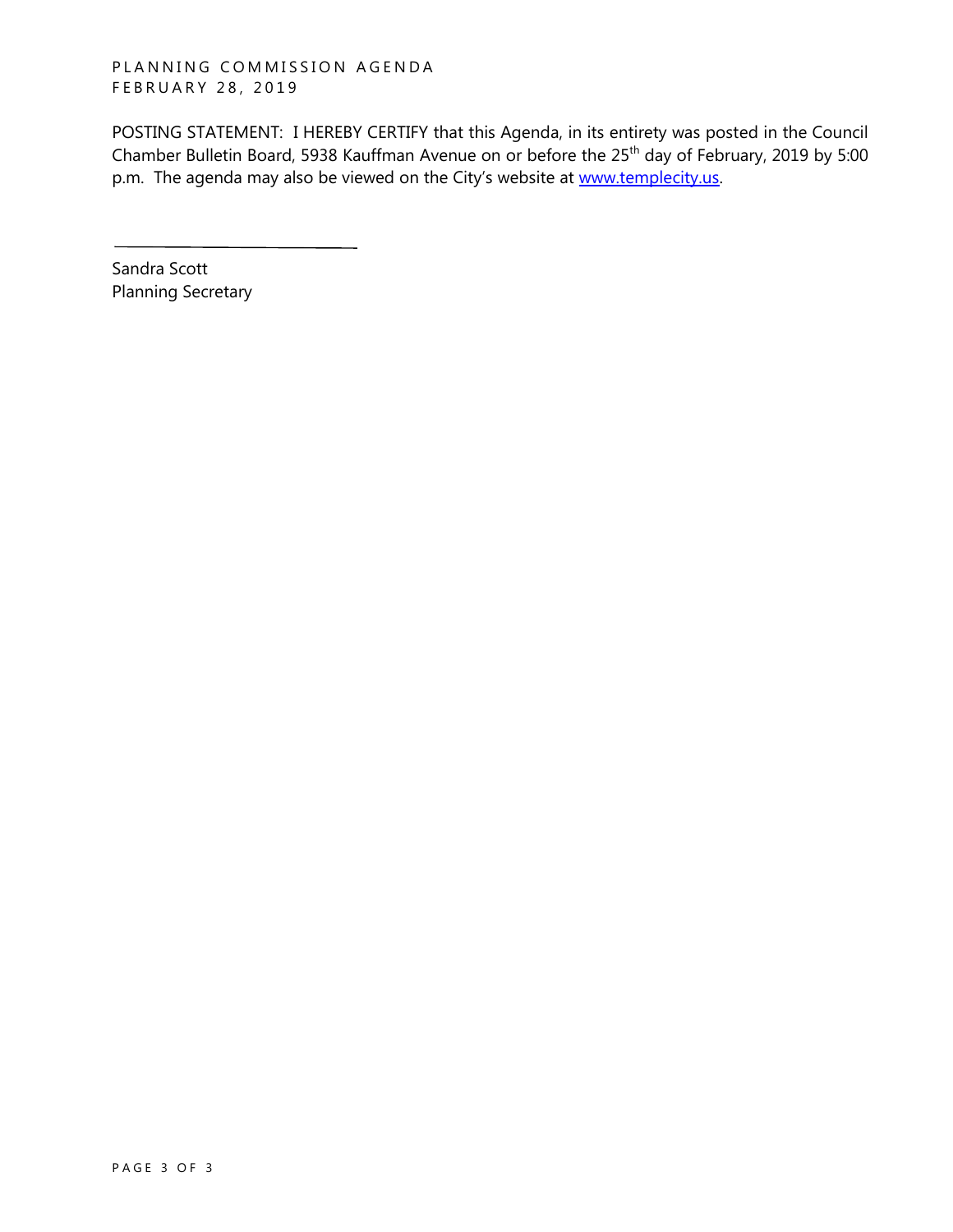POSTING STATEMENT: I HEREBY CERTIFY that this Agenda, in its entirety was posted in the Council Chamber Bulletin Board, 5938 Kauffman Avenue on or before the 25[th] day of February, 2019 by 5:00 p.m. The agenda may also be viewed on the City's website at [www.templecity.us](http://www.templecity.us).

\_\_\_\_\_\_\_\_\_\_\_\_\_\_\_\_\_\_\_\_\_\_\_\_\_\_\_\_\_\_

Sandra Scott
Planning Secretary